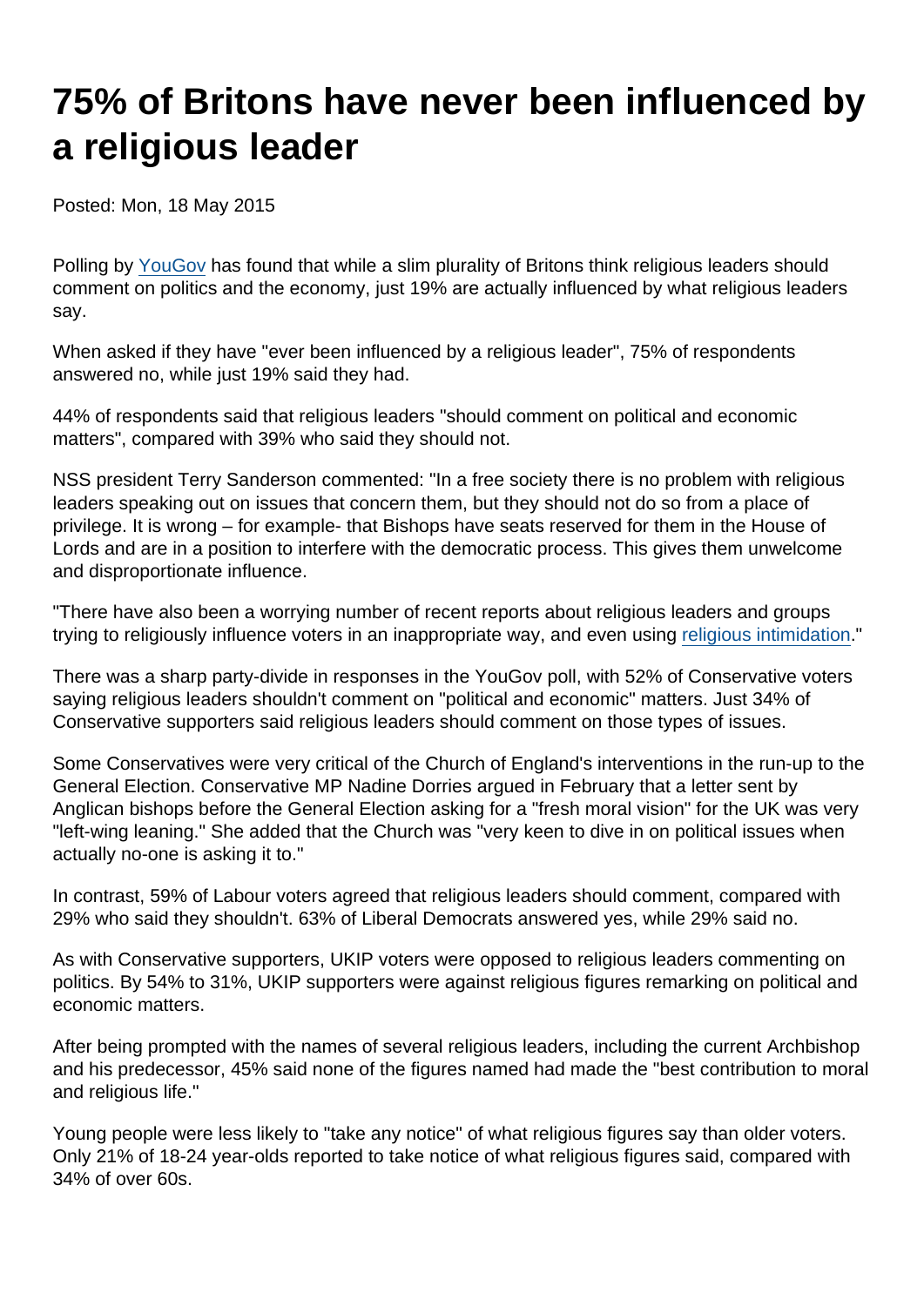# 75% of Britons have never been influenced by a religious leader

Posted: Mon, 18 May 2015

Polling by YouGov has found that while a slim plurality of Britons think religious leaders should comment on politics and the economy, just 19% are actually influenced by what religious leaders say.

When asked if they have "ever been influenced by a religious leader", 75% of respondents answered no, while just 19% said they had.

44% of respondents said that religious leaders "should comment on political and economic matters", compared with 39% who said they should not.

NSS president Terry Sanderson commented: "In a free society there is no problem with religious leaders speaking out on issues that concern them, but they should not do so from a place of privilege. It is wrong – for example- that Bishops have seats reserved for them in the House of Lords and are in a position to interfere with the democratic process. This gives them unwelcome and disproportionate influence.

"There have also been a worrying number of recent reports about religious leaders and groups trying to religiously influence voters in an inappropriate way, and even using religious intimidation."

There was a sharp party-divide in responses in the YouGov poll, with 52% of Conservative voters saying religious leaders shouldn't comment on "political and economic" matters. Just 34% of Conservative supporters said religious leaders should comment on those types of issues.

Some Conservatives were very critical of the Church of England's interventions in the run-up to the General Election. Conservative MP Nadine Dorries argued in February that a letter sent by Anglican bishops before the General Election asking for a "fresh moral vision" for the UK was very "left-wing leaning." She added that the Church was "very keen to dive in on political issues when actually no-one is asking it to."

In contrast, 59% of Labour voters agreed that religious leaders should comment, compared with 29% who said they shouldn't. 63% of Liberal Democrats answered yes, while 29% said no.

As with Conservative supporters, UKIP voters were opposed to religious leaders commenting on politics. By 54% to 31%, UKIP supporters were against religious figures remarking on political and economic matters.

After being prompted with the names of several religious leaders, including the current Archbishop and his predecessor, 45% said none of the figures named had made the "best contribution to moral and religious life."

Young people were less likely to "take any notice" of what religious figures say than older voters. Only 21% of 18-24 year-olds reported to take notice of what religious figures said, compared with 34% of over 60s.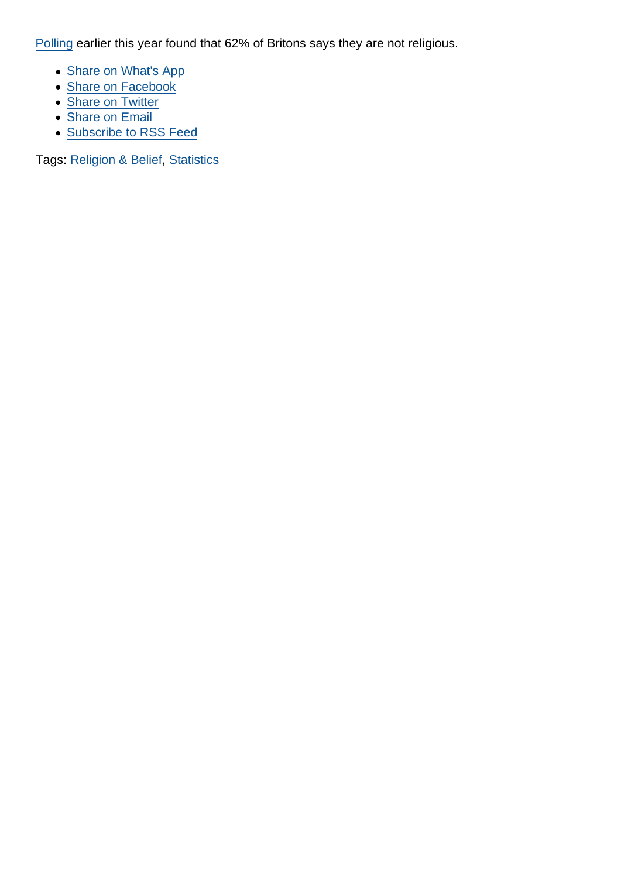Polling earlier this year found that 62% of Britons says they are not religious.

- Share on What's App
- Share on Facebook
- Share on Twitter
- Share on Email
- Subscribe to RSS Feed

Tags: Religion & Belief, Statistics